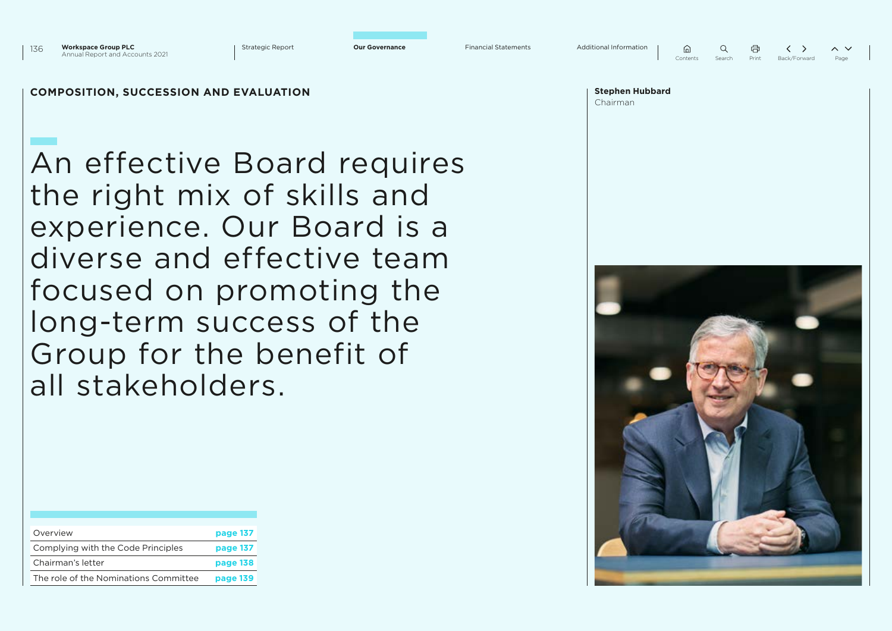## COMPOSITION, SUCCESSION AND EVALUATION

# An effective Board requires the right mix of skills and experience. Our Board is a diverse and effective team focused on promoting the long-term success of the Group for the benefit of all stakeholders.

| | |
|---|---|
| Overview | **page 137** |
| Complying with the Code Principles | **page 137** |
| Chairman's letter | **page 138** |
| The role of the Nominations Committee | **page 139** |

**Stephen Hubbard**
Chairman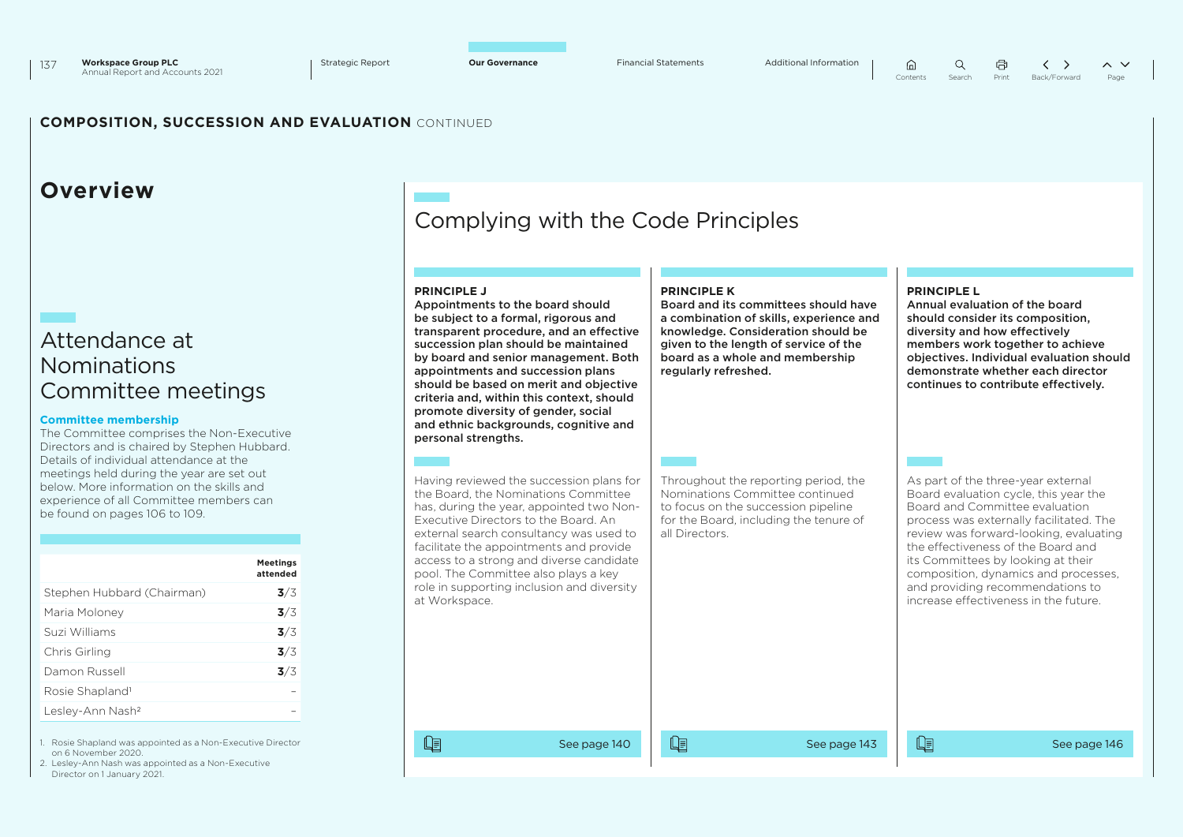## COMPOSITION, SUCCESSION AND EVALUATION CONTINUED

# Overview

## Attendance at Nominations Committee meetings

**Committee membership**

The Committee comprises the Non-Executive Directors and is chaired by Stephen Hubbard. Details of individual attendance at the meetings held during the year are set out below. More information on the skills and experience of all Committee members can be found on pages 106 to 109.

| | Meetings attended |
|---|---|
| Stephen Hubbard (Chairman) | **3**/3 |
| Maria Moloney | **3**/3 |
| Suzi Williams | **3**/3 |
| Chris Girling | **3**/3 |
| Damon Russell | **3**/3 |
| Rosie Shapland[1] | – |
| Lesley-Ann Nash[2] | – |

1. Rosie Shapland was appointed as a Non-Executive Director on 6 November 2020.
2. Lesley-Ann Nash was appointed as a Non-Executive Director on 1 January 2021.

## Complying with the Code Principles

### PRINCIPLE J

**Appointments to the board should be subject to a formal, rigorous and transparent procedure, and an effective succession plan should be maintained by board and senior management. Both appointments and succession plans should be based on merit and objective criteria and, within this context, should promote diversity of gender, social and ethnic backgrounds, cognitive and personal strengths.**

Having reviewed the succession plans for the Board, the Nominations Committee has, during the year, appointed two Non-Executive Directors to the Board. An external search consultancy was used to facilitate the appointments and provide access to a strong and diverse candidate pool. The Committee also plays a key role in supporting inclusion and diversity at Workspace.

See page 140

### PRINCIPLE K

**Board and its committees should have a combination of skills, experience and knowledge. Consideration should be given to the length of service of the board as a whole and membership regularly refreshed.**

Throughout the reporting period, the Nominations Committee continued to focus on the succession pipeline for the Board, including the tenure of all Directors.

See page 143

### PRINCIPLE L

**Annual evaluation of the board should consider its composition, diversity and how effectively members work together to achieve objectives. Individual evaluation should demonstrate whether each director continues to contribute effectively.**

As part of the three-year external Board evaluation cycle, this year the Board and Committee evaluation process was externally facilitated. The review was forward-looking, evaluating the effectiveness of the Board and its Committees by looking at their composition, dynamics and processes, and providing recommendations to increase effectiveness in the future.

See page 146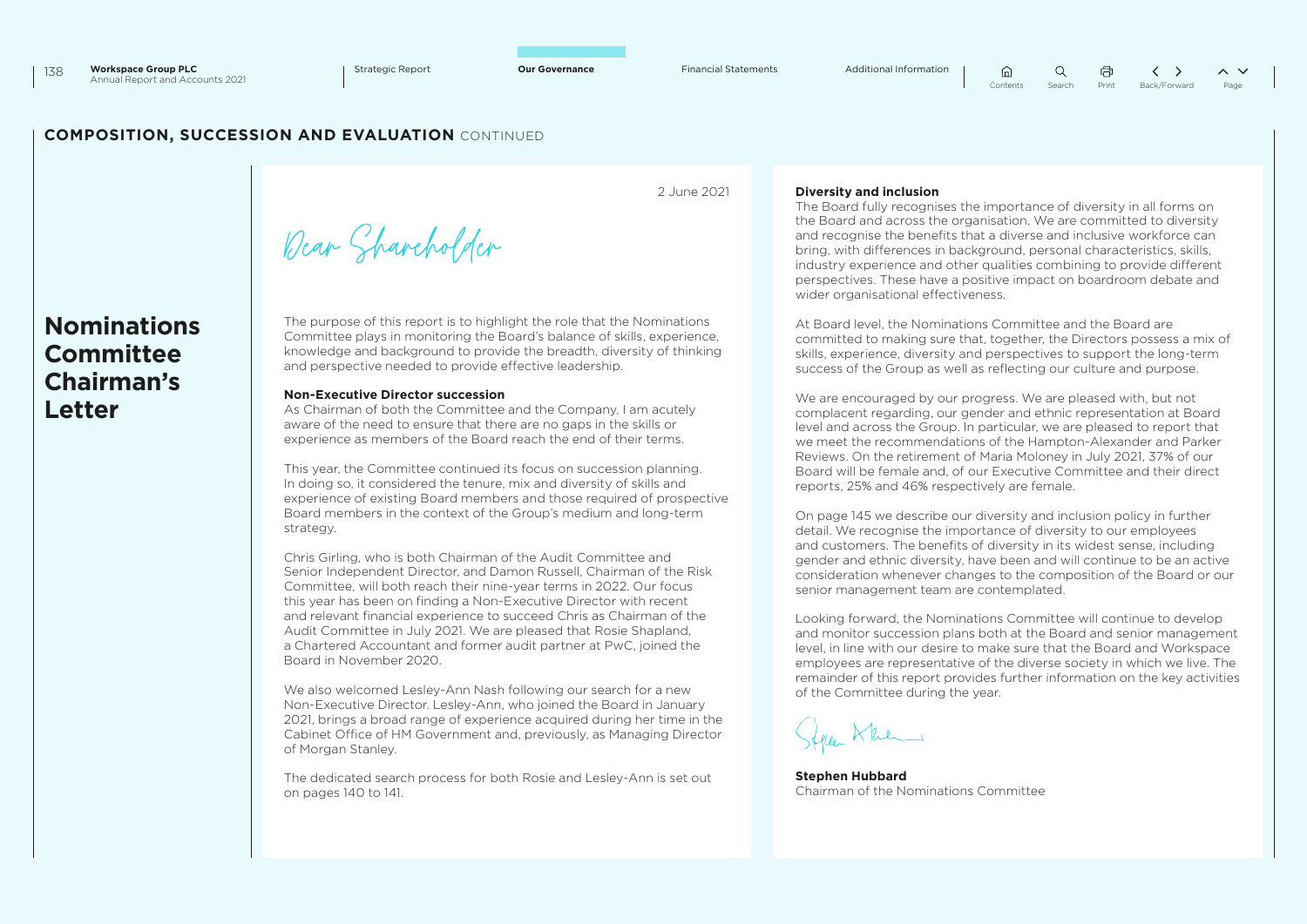## COMPOSITION, SUCCESSION AND EVALUATION CONTINUED

# Nominations Committee Chairman's Letter

2 June 2021

Dear Shareholder

The purpose of this report is to highlight the role that the Nominations Committee plays in monitoring the Board's balance of skills, experience, knowledge and background to provide the breadth, diversity of thinking and perspective needed to provide effective leadership.

**Non-Executive Director succession**

As Chairman of both the Committee and the Company, I am acutely aware of the need to ensure that there are no gaps in the skills or experience as members of the Board reach the end of their terms.

This year, the Committee continued its focus on succession planning. In doing so, it considered the tenure, mix and diversity of skills and experience of existing Board members and those required of prospective Board members in the context of the Group's medium and long-term strategy.

Chris Girling, who is both Chairman of the Audit Committee and Senior Independent Director, and Damon Russell, Chairman of the Risk Committee, will both reach their nine-year terms in 2022. Our focus this year has been on finding a Non-Executive Director with recent and relevant financial experience to succeed Chris as Chairman of the Audit Committee in July 2021. We are pleased that Rosie Shapland, a Chartered Accountant and former audit partner at PwC, joined the Board in November 2020.

We also welcomed Lesley-Ann Nash following our search for a new Non-Executive Director. Lesley-Ann, who joined the Board in January 2021, brings a broad range of experience acquired during her time in the Cabinet Office of HM Government and, previously, as Managing Director of Morgan Stanley.

The dedicated search process for both Rosie and Lesley-Ann is set out on pages 140 to 141.

**Diversity and inclusion**

The Board fully recognises the importance of diversity in all forms on the Board and across the organisation. We are committed to diversity and recognise the benefits that a diverse and inclusive workforce can bring, with differences in background, personal characteristics, skills, industry experience and other qualities combining to provide different perspectives. These have a positive impact on boardroom debate and wider organisational effectiveness.

At Board level, the Nominations Committee and the Board are committed to making sure that, together, the Directors possess a mix of skills, experience, diversity and perspectives to support the long-term success of the Group as well as reflecting our culture and purpose.

We are encouraged by our progress. We are pleased with, but not complacent regarding, our gender and ethnic representation at Board level and across the Group. In particular, we are pleased to report that we meet the recommendations of the Hampton-Alexander and Parker Reviews. On the retirement of Maria Moloney in July 2021, 37% of our Board will be female and, of our Executive Committee and their direct reports, 25% and 46% respectively are female.

On page 145 we describe our diversity and inclusion policy in further detail. We recognise the importance of diversity to our employees and customers. The benefits of diversity in its widest sense, including gender and ethnic diversity, have been and will continue to be an active consideration whenever changes to the composition of the Board or our senior management team are contemplated.

Looking forward, the Nominations Committee will continue to develop and monitor succession plans both at the Board and senior management level, in line with our desire to make sure that the Board and Workspace employees are representative of the diverse society in which we live. The remainder of this report provides further information on the key activities of the Committee during the year.

**Stephen Hubbard**
Chairman of the Nominations Committee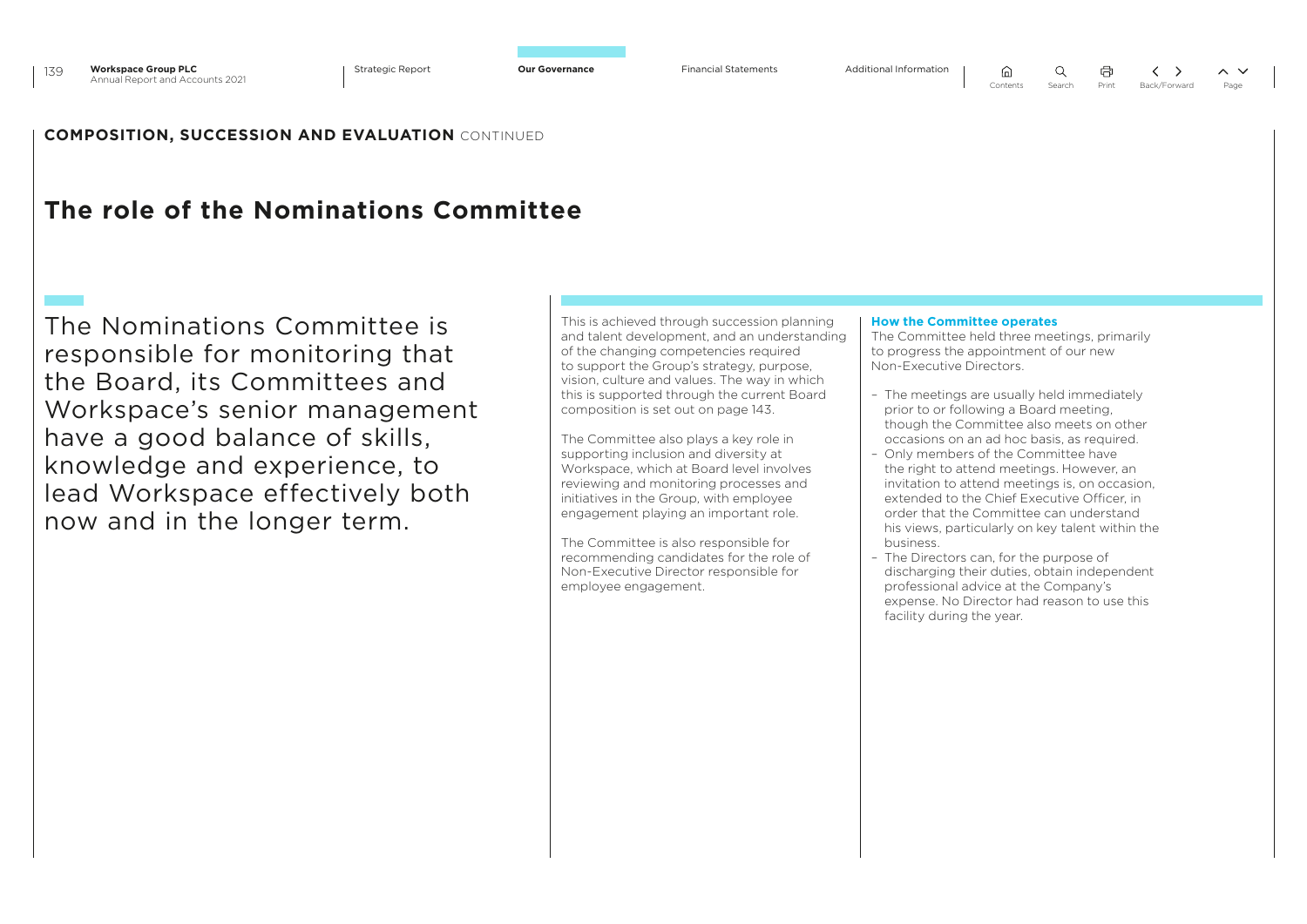**COMPOSITION, SUCCESSION AND EVALUATION** CONTINUED

# The role of the Nominations Committee

The Nominations Committee is responsible for monitoring that the Board, its Committees and Workspace's senior management have a good balance of skills, knowledge and experience, to lead Workspace effectively both now and in the longer term.

This is achieved through succession planning and talent development, and an understanding of the changing competencies required to support the Group's strategy, purpose, vision, culture and values. The way in which this is supported through the current Board composition is set out on page 143.

The Committee also plays a key role in supporting inclusion and diversity at Workspace, which at Board level involves reviewing and monitoring processes and initiatives in the Group, with employee engagement playing an important role.

The Committee is also responsible for recommending candidates for the role of Non-Executive Director responsible for employee engagement.

### How the Committee operates

The Committee held three meetings, primarily to progress the appointment of our new Non-Executive Directors.

- The meetings are usually held immediately prior to or following a Board meeting, though the Committee also meets on other occasions on an ad hoc basis, as required.
- Only members of the Committee have the right to attend meetings. However, an invitation to attend meetings is, on occasion, extended to the Chief Executive Officer, in order that the Committee can understand his views, particularly on key talent within the business.
- The Directors can, for the purpose of discharging their duties, obtain independent professional advice at the Company's expense. No Director had reason to use this facility during the year.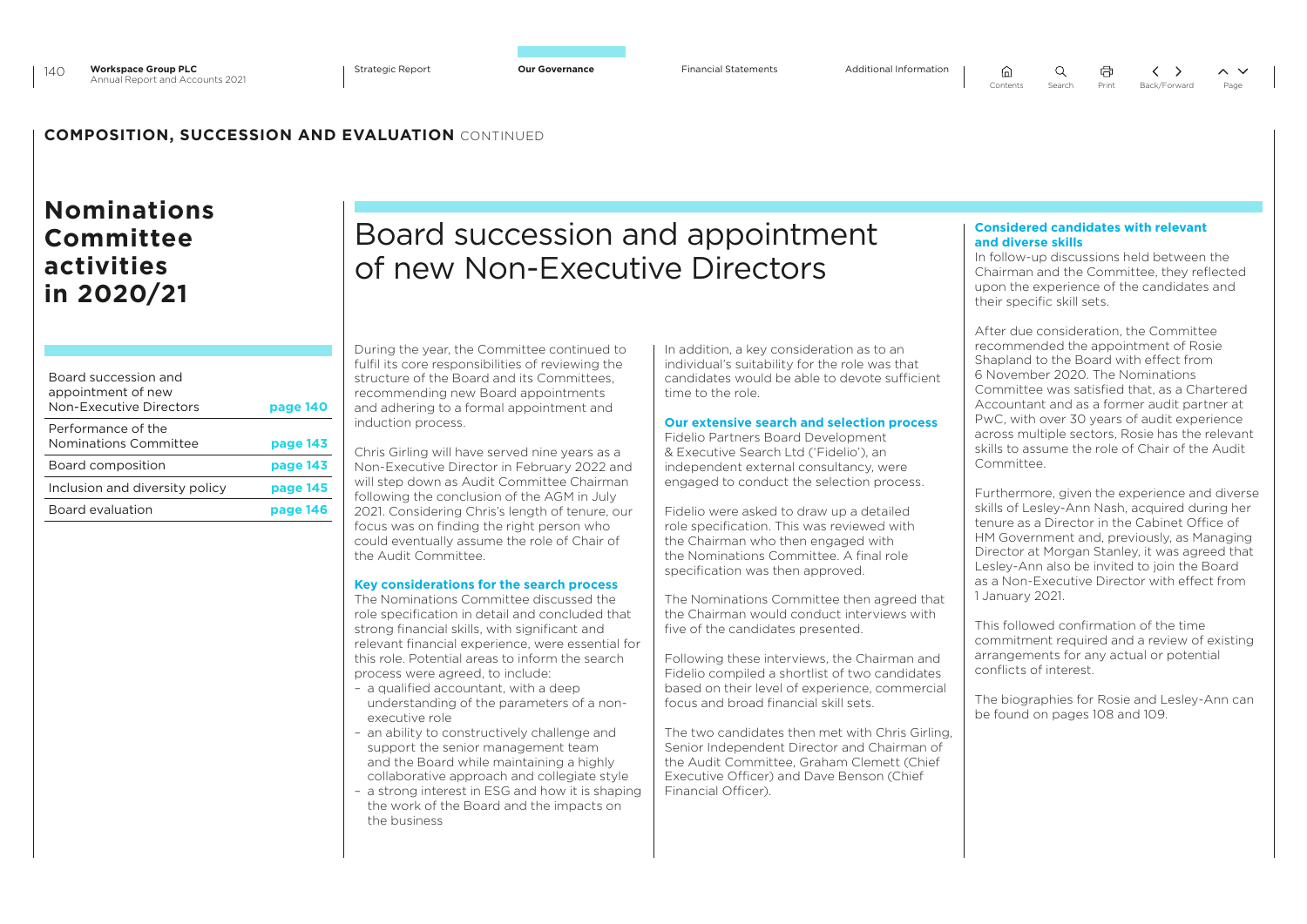## COMPOSITION, SUCCESSION AND EVALUATION CONTINUED

# Nominations Committee activities in 2020/21

| Board succession and appointment of new Non-Executive Directors | page 140 |
|---|---|
| Performance of the Nominations Committee | page 143 |
| Board composition | page 143 |
| Inclusion and diversity policy | page 145 |
| Board evaluation | page 146 |

# Board succession and appointment of new Non-Executive Directors

During the year, the Committee continued to fulfil its core responsibilities of reviewing the structure of the Board and its Committees, recommending new Board appointments and adhering to a formal appointment and induction process.

Chris Girling will have served nine years as a Non-Executive Director in February 2022 and will step down as Audit Committee Chairman following the conclusion of the AGM in July 2021. Considering Chris's length of tenure, our focus was on finding the right person who could eventually assume the role of Chair of the Audit Committee.

### Key considerations for the search process

The Nominations Committee discussed the role specification in detail and concluded that strong financial skills, with significant and relevant financial experience, were essential for this role. Potential areas to inform the search process were agreed, to include:

- a qualified accountant, with a deep understanding of the parameters of a non-executive role
- an ability to constructively challenge and support the senior management team and the Board while maintaining a highly collaborative approach and collegiate style
- a strong interest in ESG and how it is shaping the work of the Board and the impacts on the business

In addition, a key consideration as to an individual's suitability for the role was that candidates would be able to devote sufficient time to the role.

### Our extensive search and selection process

Fidelio Partners Board Development & Executive Search Ltd ('Fidelio'), an independent external consultancy, were engaged to conduct the selection process.

Fidelio were asked to draw up a detailed role specification. This was reviewed with the Chairman who then engaged with the Nominations Committee. A final role specification was then approved.

The Nominations Committee then agreed that the Chairman would conduct interviews with five of the candidates presented.

Following these interviews, the Chairman and Fidelio compiled a shortlist of two candidates based on their level of experience, commercial focus and broad financial skill sets.

The two candidates then met with Chris Girling, Senior Independent Director and Chairman of the Audit Committee, Graham Clemett (Chief Executive Officer) and Dave Benson (Chief Financial Officer).

### Considered candidates with relevant and diverse skills

In follow-up discussions held between the Chairman and the Committee, they reflected upon the experience of the candidates and their specific skill sets.

After due consideration, the Committee recommended the appointment of Rosie Shapland to the Board with effect from 6 November 2020. The Nominations Committee was satisfied that, as a Chartered Accountant and as a former audit partner at PwC, with over 30 years of audit experience across multiple sectors, Rosie has the relevant skills to assume the role of Chair of the Audit Committee.

Furthermore, given the experience and diverse skills of Lesley-Ann Nash, acquired during her tenure as a Director in the Cabinet Office of HM Government and, previously, as Managing Director at Morgan Stanley, it was agreed that Lesley-Ann also be invited to join the Board as a Non-Executive Director with effect from 1 January 2021.

This followed confirmation of the time commitment required and a review of existing arrangements for any actual or potential conflicts of interest.

The biographies for Rosie and Lesley-Ann can be found on pages 108 and 109.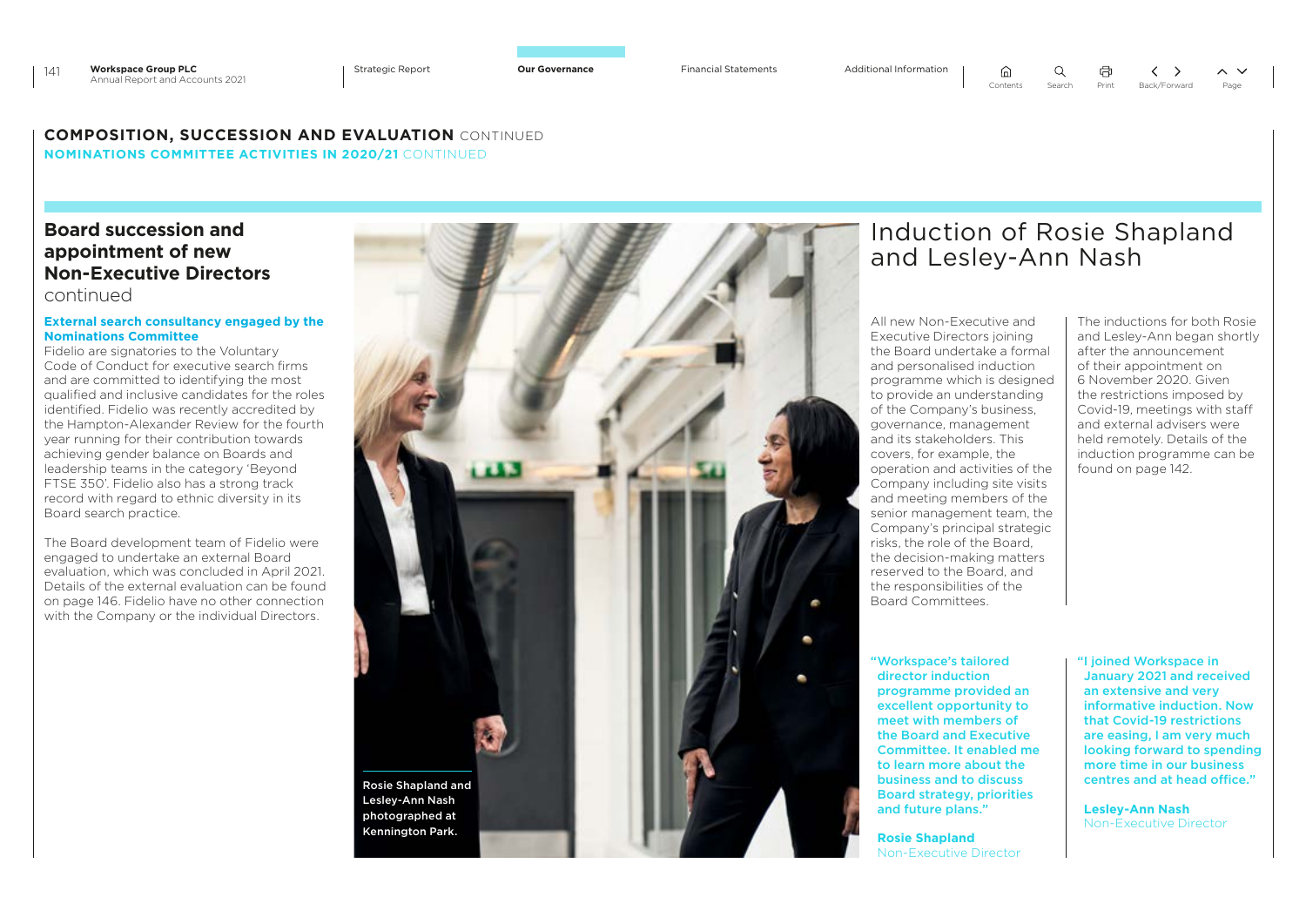## COMPOSITION, SUCCESSION AND EVALUATION CONTINUED

### NOMINATIONS COMMITTEE ACTIVITIES IN 2020/21 CONTINUED

## Board succession and appointment of new Non-Executive Directors continued

**External search consultancy engaged by the Nominations Committee**

Fidelio are signatories to the Voluntary Code of Conduct for executive search firms and are committed to identifying the most qualified and inclusive candidates for the roles identified. Fidelio was recently accredited by the Hampton-Alexander Review for the fourth year running for their contribution towards achieving gender balance on Boards and leadership teams in the category 'Beyond FTSE 350'. Fidelio also has a strong track record with regard to ethnic diversity in its Board search practice.

The Board development team of Fidelio were engaged to undertake an external Board evaluation, which was concluded in April 2021. Details of the external evaluation can be found on page 146. Fidelio have no other connection with the Company or the individual Directors.

Rosie Shapland and Lesley-Ann Nash photographed at Kennington Park.

## Induction of Rosie Shapland and Lesley-Ann Nash

All new Non-Executive and Executive Directors joining the Board undertake a formal and personalised induction programme which is designed to provide an understanding of the Company's business, governance, management and its stakeholders. This covers, for example, the operation and activities of the Company including site visits and meeting members of the senior management team, the Company's principal strategic risks, the role of the Board, the decision-making matters reserved to the Board, and the responsibilities of the Board Committees.

The inductions for both Rosie and Lesley-Ann began shortly after the announcement of their appointment on 6 November 2020. Given the restrictions imposed by Covid-19, meetings with staff and external advisers were held remotely. Details of the induction programme can be found on page 142.

**"Workspace's tailored director induction programme provided an excellent opportunity to meet with members of the Board and Executive Committee. It enabled me to learn more about the business and to discuss Board strategy, priorities and future plans."**

**Rosie Shapland**
Non-Executive Director

**"I joined Workspace in January 2021 and received an extensive and very informative induction. Now that Covid-19 restrictions are easing, I am very much looking forward to spending more time in our business centres and at head office."**

**Lesley-Ann Nash**
Non-Executive Director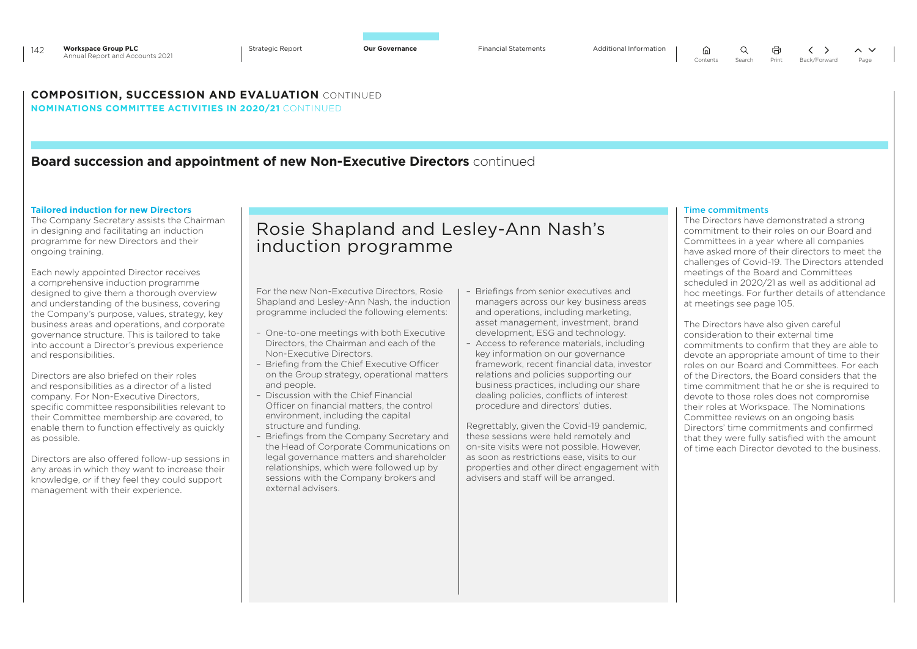## COMPOSITION, SUCCESSION AND EVALUATION CONTINUED

### NOMINATIONS COMMITTEE ACTIVITIES IN 2020/21 CONTINUED

### Board succession and appointment of new Non-Executive Directors continued

#### Tailored induction for new Directors

The Company Secretary assists the Chairman in designing and facilitating an induction programme for new Directors and their ongoing training.

Each newly appointed Director receives a comprehensive induction programme designed to give them a thorough overview and understanding of the business, covering the Company's purpose, values, strategy, key business areas and operations, and corporate governance structure. This is tailored to take into account a Director's previous experience and responsibilities.

Directors are also briefed on their roles and responsibilities as a director of a listed company. For Non-Executive Directors, specific committee responsibilities relevant to their Committee membership are covered, to enable them to function effectively as quickly as possible.

Directors are also offered follow-up sessions in any areas in which they want to increase their knowledge, or if they feel they could support management with their experience.

#### Rosie Shapland and Lesley-Ann Nash's induction programme

For the new Non-Executive Directors, Rosie Shapland and Lesley-Ann Nash, the induction programme included the following elements:

- One-to-one meetings with both Executive Directors, the Chairman and each of the Non-Executive Directors.
- Briefing from the Chief Executive Officer on the Group strategy, operational matters and people.
- Discussion with the Chief Financial Officer on financial matters, the control environment, including the capital structure and funding.
- Briefings from the Company Secretary and the Head of Corporate Communications on legal governance matters and shareholder relationships, which were followed up by sessions with the Company brokers and external advisers.
- Briefings from senior executives and managers across our key business areas and operations, including marketing, asset management, investment, brand development, ESG and technology.
- Access to reference materials, including key information on our governance framework, recent financial data, investor relations and policies supporting our business practices, including our share dealing policies, conflicts of interest procedure and directors' duties.

Regrettably, given the Covid-19 pandemic, these sessions were held remotely and on-site visits were not possible. However, as soon as restrictions ease, visits to our properties and other direct engagement with advisers and staff will be arranged.

#### Time commitments

The Directors have demonstrated a strong commitment to their roles on our Board and Committees in a year where all companies have asked more of their directors to meet the challenges of Covid-19. The Directors attended meetings of the Board and Committees scheduled in 2020/21 as well as additional ad hoc meetings. For further details of attendance at meetings see page 105.

The Directors have also given careful consideration to their external time commitments to confirm that they are able to devote an appropriate amount of time to their roles on our Board and Committees. For each of the Directors, the Board considers that the time commitment that he or she is required to devote to those roles does not compromise their roles at Workspace. The Nominations Committee reviews on an ongoing basis Directors' time commitments and confirmed that they were fully satisfied with the amount of time each Director devoted to the business.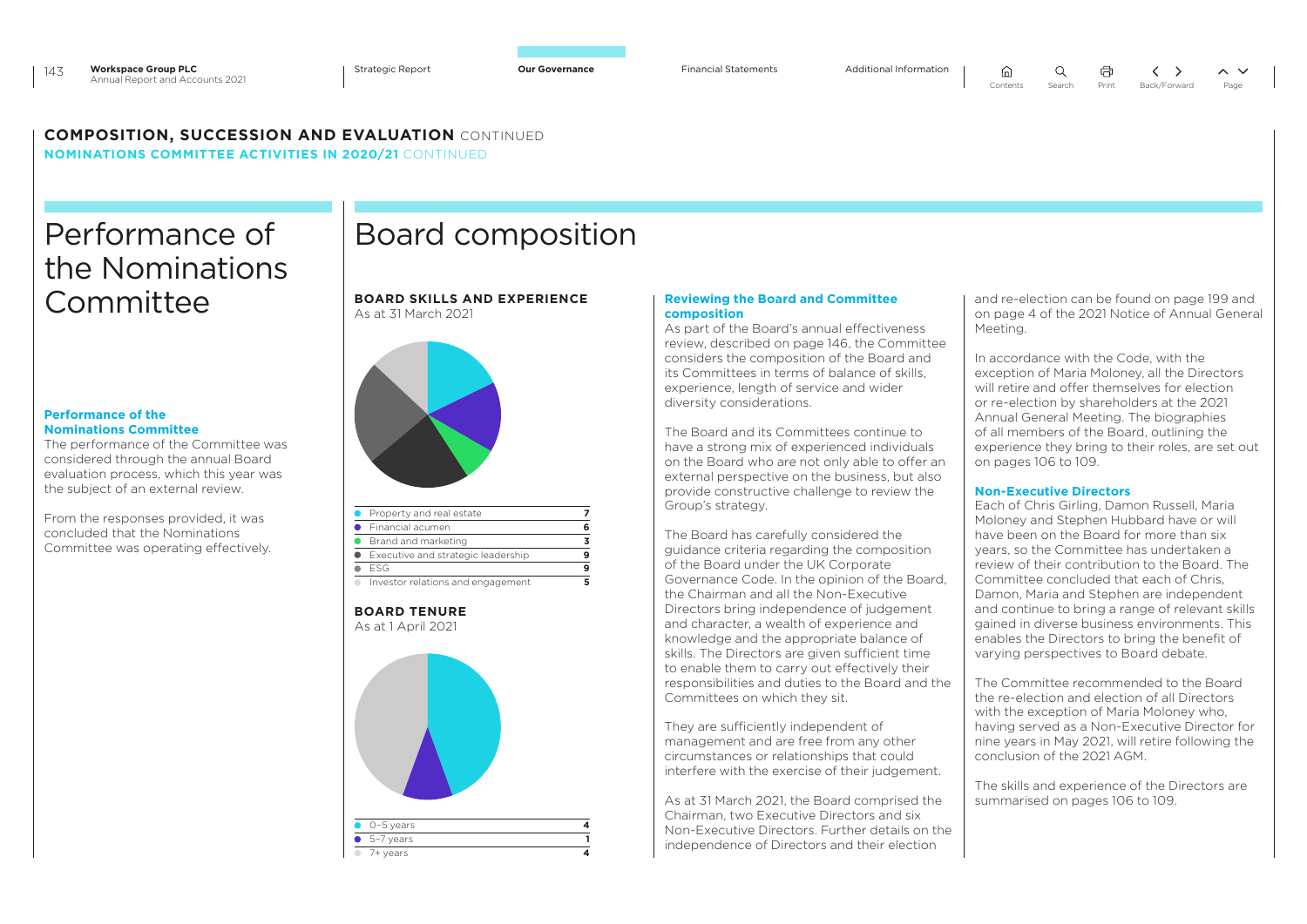## COMPOSITION, SUCCESSION AND EVALUATION CONTINUED

### NOMINATIONS COMMITTEE ACTIVITIES IN 2020/21 CONTINUED

# Performance of the Nominations Committee

**Performance of the Nominations Committee**

The performance of the Committee was considered through the annual Board evaluation process, which this year was the subject of an external review.

From the responses provided, it was concluded that the Nominations Committee was operating effectively.

# Board composition

**BOARD SKILLS AND EXPERIENCE**
As at 31 March 2021

| Skill | Number |
| --- | --- |
| Property and real estate | 7 |
| Financial acumen | 6 |
| Brand and marketing | 3 |
| Executive and strategic leadership | 9 |
| ESG | 9 |
| Investor relations and engagement | 5 |

**BOARD TENURE**
As at 1 April 2021

| Tenure | Number |
| --- | --- |
| 0–5 years | 4 |
| 5–7 years | 1 |
| 7+ years | 4 |

**Reviewing the Board and Committee composition**

As part of the Board's annual effectiveness review, described on page 146, the Committee considers the composition of the Board and its Committees in terms of balance of skills, experience, length of service and wider diversity considerations.

The Board and its Committees continue to have a strong mix of experienced individuals on the Board who are not only able to offer an external perspective on the business, but also provide constructive challenge to review the Group's strategy.

The Board has carefully considered the guidance criteria regarding the composition of the Board under the UK Corporate Governance Code. In the opinion of the Board, the Chairman and all the Non-Executive Directors bring independence of judgement and character, a wealth of experience and knowledge and the appropriate balance of skills. The Directors are given sufficient time to enable them to carry out effectively their responsibilities and duties to the Board and the Committees on which they sit.

They are sufficiently independent of management and are free from any other circumstances or relationships that could interfere with the exercise of their judgement.

As at 31 March 2021, the Board comprised the Chairman, two Executive Directors and six Non-Executive Directors. Further details on the independence of Directors and their election and re-election can be found on page 199 and on page 4 of the 2021 Notice of Annual General Meeting.

In accordance with the Code, with the exception of Maria Moloney, all the Directors will retire and offer themselves for election or re-election by shareholders at the 2021 Annual General Meeting. The biographies of all members of the Board, outlining the experience they bring to their roles, are set out on pages 106 to 109.

**Non-Executive Directors**

Each of Chris Girling, Damon Russell, Maria Moloney and Stephen Hubbard have or will have been on the Board for more than six years, so the Committee has undertaken a review of their contribution to the Board. The Committee concluded that each of Chris, Damon, Maria and Stephen are independent and continue to bring a range of relevant skills gained in diverse business environments. This enables the Directors to bring the benefit of varying perspectives to Board debate.

The Committee recommended to the Board the re-election and election of all Directors with the exception of Maria Moloney who, having served as a Non-Executive Director for nine years in May 2021, will retire following the conclusion of the 2021 AGM.

The skills and experience of the Directors are summarised on pages 106 to 109.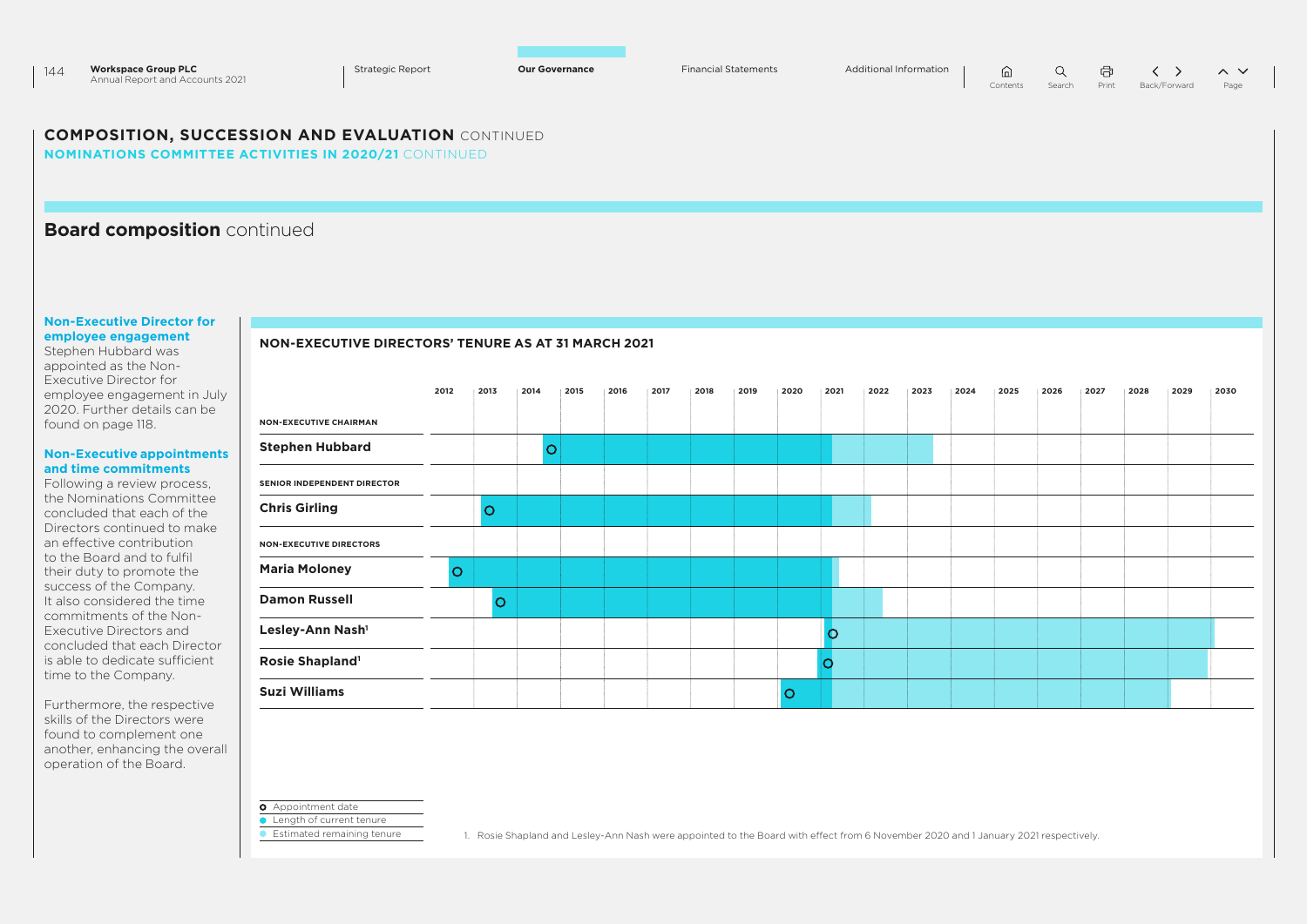## COMPOSITION, SUCCESSION AND EVALUATION CONTINUED

### NOMINATIONS COMMITTEE ACTIVITIES IN 2020/21 CONTINUED

## Board composition continued

**Non-Executive Director for employee engagement**
Stephen Hubbard was appointed as the Non-Executive Director for employee engagement in July 2020. Further details can be found on page 118.

**Non-Executive appointments and time commitments**
Following a review process, the Nominations Committee concluded that each of the Directors continued to make an effective contribution to the Board and to fulfil their duty to promote the success of the Company. It also considered the time commitments of the Non-Executive Directors and concluded that each Director is able to dedicate sufficient time to the Company.

Furthermore, the respective skills of the Directors were found to complement one another, enhancing the overall operation of the Board.

**NON-EXECUTIVE DIRECTORS' TENURE AS AT 31 MARCH 2021**

2012 | 2013 | 2014 | 2015 | 2016 | 2017 | 2018 | 2019 | 2020 | 2021 | 2022 | 2023 | 2024 | 2025 | 2026 | 2027 | 2028 | 2029 | 2030

NON-EXECUTIVE CHAIRMAN
- **Stephen Hubbard**

SENIOR INDEPENDENT DIRECTOR
- **Chris Girling**

NON-EXECUTIVE DIRECTORS
- **Maria Moloney**
- **Damon Russell**
- **Lesley-Ann Nash**[1]
- **Rosie Shapland**[1]
- **Suzi Williams**

- Appointment date
- Length of current tenure
- Estimated remaining tenure

1. Rosie Shapland and Lesley-Ann Nash were appointed to the Board with effect from 6 November 2020 and 1 January 2021 respectively.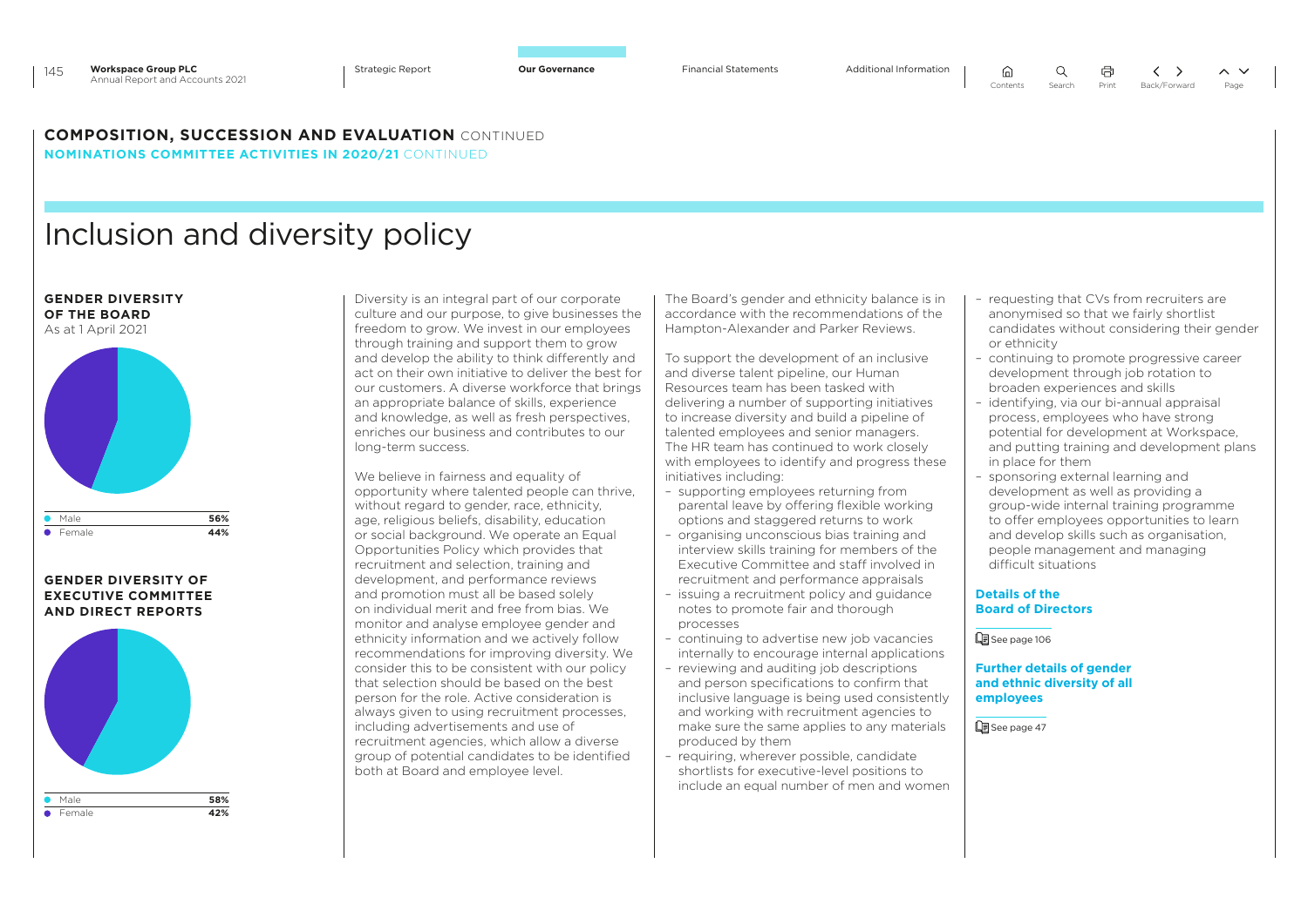**COMPOSITION, SUCCESSION AND EVALUATION** CONTINUED

**NOMINATIONS COMMITTEE ACTIVITIES IN 2020/21** CONTINUED

# Inclusion and diversity policy

**GENDER DIVERSITY OF THE BOARD**
As at 1 April 2021

| | |
|---|---|
| Male | 56% |
| Female | 44% |

**GENDER DIVERSITY OF EXECUTIVE COMMITTEE AND DIRECT REPORTS**

| | |
|---|---|
| Male | 58% |
| Female | 42% |

Diversity is an integral part of our corporate culture and our purpose, to give businesses the freedom to grow. We invest in our employees through training and support them to grow and develop the ability to think differently and act on their own initiative to deliver the best for our customers. A diverse workforce that brings an appropriate balance of skills, experience and knowledge, as well as fresh perspectives, enriches our business and contributes to our long-term success.

We believe in fairness and equality of opportunity where talented people can thrive, without regard to gender, race, ethnicity, age, religious beliefs, disability, education or social background. We operate an Equal Opportunities Policy which provides that recruitment and selection, training and development, and performance reviews and promotion must all be based solely on individual merit and free from bias. We monitor and analyse employee gender and ethnicity information and we actively follow recommendations for improving diversity. We consider this to be consistent with our policy that selection should be based on the best person for the role. Active consideration is always given to using recruitment processes, including advertisements and use of recruitment agencies, which allow a diverse group of potential candidates to be identified both at Board and employee level.

The Board's gender and ethnicity balance is in accordance with the recommendations of the Hampton-Alexander and Parker Reviews.

To support the development of an inclusive and diverse talent pipeline, our Human Resources team has been tasked with delivering a number of supporting initiatives to increase diversity and build a pipeline of talented employees and senior managers. The HR team has continued to work closely with employees to identify and progress these initiatives including:

- supporting employees returning from parental leave by offering flexible working options and staggered returns to work
- organising unconscious bias training and interview skills training for members of the Executive Committee and staff involved in recruitment and performance appraisals
- issuing a recruitment policy and guidance notes to promote fair and thorough processes
- continuing to advertise new job vacancies internally to encourage internal applications
- reviewing and auditing job descriptions and person specifications to confirm that inclusive language is being used consistently and working with recruitment agencies to make sure the same applies to any materials produced by them
- requiring, wherever possible, candidate shortlists for executive-level positions to include an equal number of men and women
- requesting that CVs from recruiters are anonymised so that we fairly shortlist candidates without considering their gender or ethnicity
- continuing to promote progressive career development through job rotation to broaden experiences and skills
- identifying, via our bi-annual appraisal process, employees who have strong potential for development at Workspace, and putting training and development plans in place for them
- sponsoring external learning and development as well as providing a group-wide internal training programme to offer employees opportunities to learn and develop skills such as organisation, people management and managing difficult situations

**Details of the Board of Directors**

See page 106

**Further details of gender and ethnic diversity of all employees**

See page 47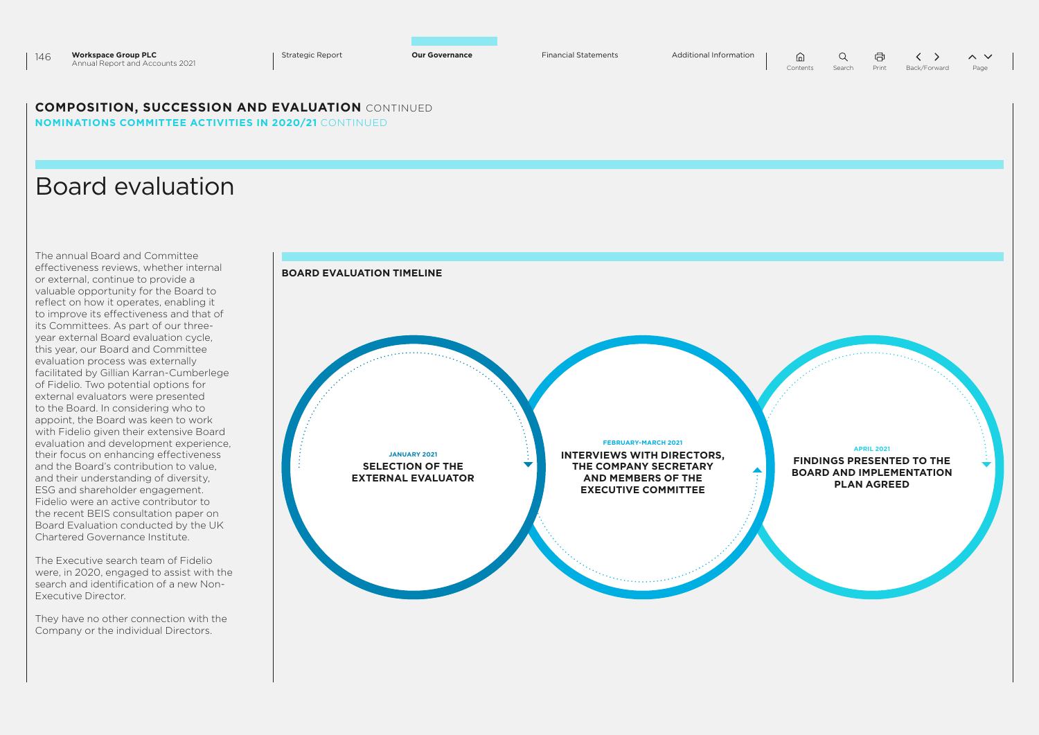## COMPOSITION, SUCCESSION AND EVALUATION CONTINUED

### NOMINATIONS COMMITTEE ACTIVITIES IN 2020/21 CONTINUED

# Board evaluation

The annual Board and Committee effectiveness reviews, whether internal or external, continue to provide a valuable opportunity for the Board to reflect on how it operates, enabling it to improve its effectiveness and that of its Committees. As part of our three-year external Board evaluation cycle, this year, our Board and Committee evaluation process was externally facilitated by Gillian Karran-Cumberlege of Fidelio. Two potential options for external evaluators were presented to the Board. In considering who to appoint, the Board was keen to work with Fidelio given their extensive Board evaluation and development experience, their focus on enhancing effectiveness and the Board's contribution to value, and their understanding of diversity, ESG and shareholder engagement. Fidelio were an active contributor to the recent BEIS consultation paper on Board Evaluation conducted by the UK Chartered Governance Institute.

The Executive search team of Fidelio were, in 2020, engaged to assist with the search and identification of a new Non-Executive Director.

They have no other connection with the Company or the individual Directors.

**BOARD EVALUATION TIMELINE**

**JANUARY 2021**
**SELECTION OF THE EXTERNAL EVALUATOR**

**FEBRUARY-MARCH 2021**
**INTERVIEWS WITH DIRECTORS, THE COMPANY SECRETARY AND MEMBERS OF THE EXECUTIVE COMMITTEE**

**APRIL 2021**
**FINDINGS PRESENTED TO THE BOARD AND IMPLEMENTATION PLAN AGREED**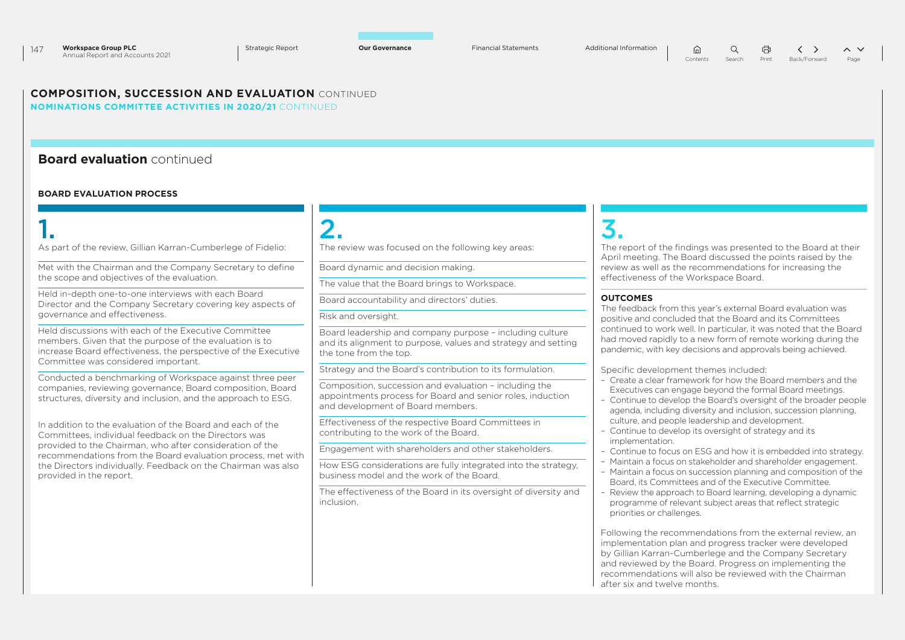## COMPOSITION, SUCCESSION AND EVALUATION CONTINUED

### NOMINATIONS COMMITTEE ACTIVITIES IN 2020/21 CONTINUED

## **Board evaluation** continued

### BOARD EVALUATION PROCESS

**1.**

As part of the review, Gillian Karran-Cumberlege of Fidelio:

Met with the Chairman and the Company Secretary to define the scope and objectives of the evaluation.

Held in-depth one-to-one interviews with each Board Director and the Company Secretary covering key aspects of governance and effectiveness.

Held discussions with each of the Executive Committee members. Given that the purpose of the evaluation is to increase Board effectiveness, the perspective of the Executive Committee was considered important.

Conducted a benchmarking of Workspace against three peer companies, reviewing governance, Board composition, Board structures, diversity and inclusion, and the approach to ESG.

In addition to the evaluation of the Board and each of the Committees, individual feedback on the Directors was provided to the Chairman, who after consideration of the recommendations from the Board evaluation process, met with the Directors individually. Feedback on the Chairman was also provided in the report.

**2.**

The review was focused on the following key areas:

Board dynamic and decision making.

The value that the Board brings to Workspace.

Board accountability and directors' duties.

Risk and oversight.

Board leadership and company purpose – including culture and its alignment to purpose, values and strategy and setting the tone from the top.

Strategy and the Board's contribution to its formulation.

Composition, succession and evaluation – including the appointments process for Board and senior roles, induction and development of Board members.

Effectiveness of the respective Board Committees in contributing to the work of the Board.

Engagement with shareholders and other stakeholders.

How ESG considerations are fully integrated into the strategy, business model and the work of the Board.

The effectiveness of the Board in its oversight of diversity and inclusion.

**3.**

The report of the findings was presented to the Board at their April meeting. The Board discussed the points raised by the review as well as the recommendations for increasing the effectiveness of the Workspace Board.

#### OUTCOMES

The feedback from this year's external Board evaluation was positive and concluded that the Board and its Committees continued to work well. In particular, it was noted that the Board had moved rapidly to a new form of remote working during the pandemic, with key decisions and approvals being achieved.

Specific development themes included:

- Create a clear framework for how the Board members and the Executives can engage beyond the formal Board meetings.
- Continue to develop the Board's oversight of the broader people agenda, including diversity and inclusion, succession planning, culture, and people leadership and development.
- Continue to develop its oversight of strategy and its implementation.
- Continue to focus on ESG and how it is embedded into strategy.
- Maintain a focus on stakeholder and shareholder engagement.
- Maintain a focus on succession planning and composition of the Board, its Committees and of the Executive Committee.
- Review the approach to Board learning, developing a dynamic programme of relevant subject areas that reflect strategic priorities or challenges.

Following the recommendations from the external review, an implementation plan and progress tracker were developed by Gillian Karran-Cumberlege and the Company Secretary and reviewed by the Board. Progress on implementing the recommendations will also be reviewed with the Chairman after six and twelve months.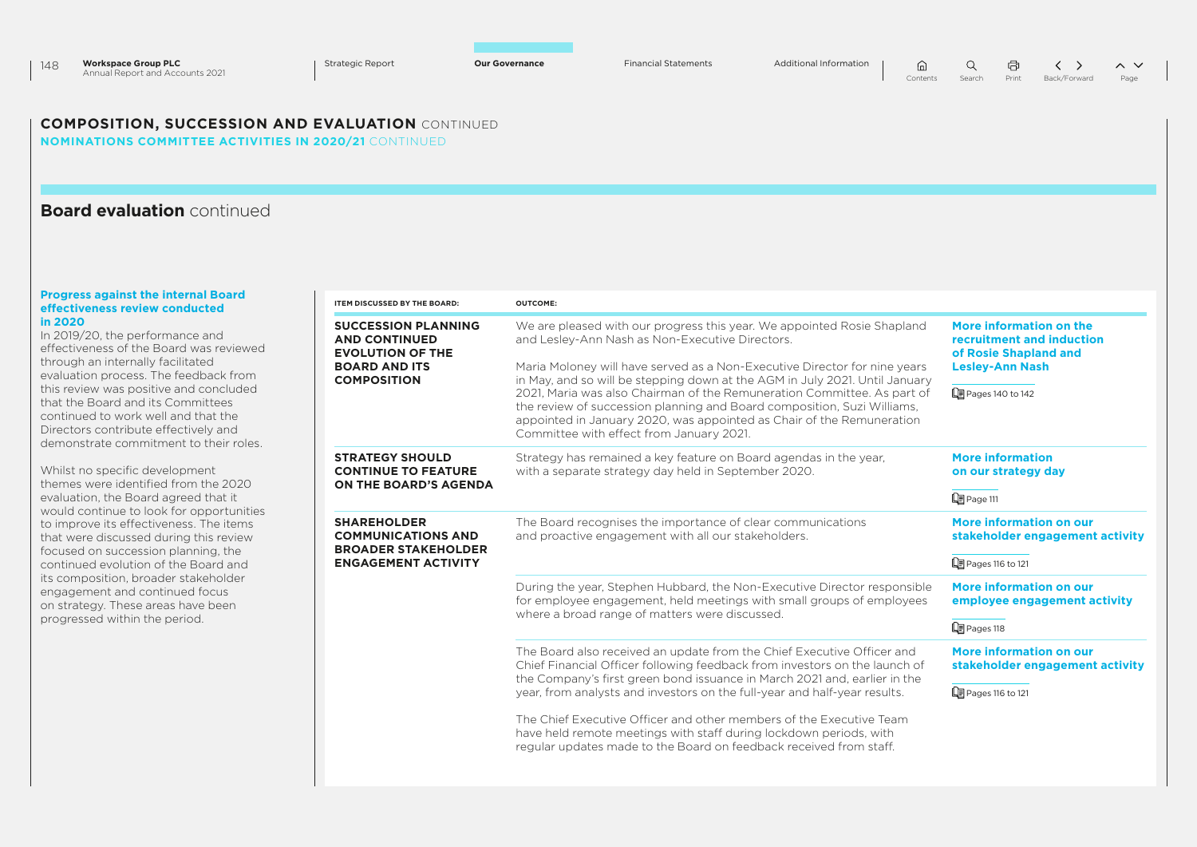## COMPOSITION, SUCCESSION AND EVALUATION CONTINUED

### NOMINATIONS COMMITTEE ACTIVITIES IN 2020/21 CONTINUED

## Board evaluation continued

**Progress against the internal Board effectiveness review conducted in 2020**

In 2019/20, the performance and effectiveness of the Board was reviewed through an internally facilitated evaluation process. The feedback from this review was positive and concluded that the Board and its Committees continued to work well and that the Directors contribute effectively and demonstrate commitment to their roles.

Whilst no specific development themes were identified from the 2020 evaluation, the Board agreed that it would continue to look for opportunities to improve its effectiveness. The items that were discussed during this review focused on succession planning, the continued evolution of the Board and its composition, broader stakeholder engagement and continued focus on strategy. These areas have been progressed within the period.

| ITEM DISCUSSED BY THE BOARD: | OUTCOME: | |
|---|---|---|
| **SUCCESSION PLANNING AND CONTINUED EVOLUTION OF THE BOARD AND ITS COMPOSITION** | We are pleased with our progress this year. We appointed Rosie Shapland and Lesley-Ann Nash as Non-Executive Directors.<br><br>Maria Moloney will have served as a Non-Executive Director for nine years in May, and so will be stepping down at the AGM in July 2021. Until January 2021, Maria was also Chairman of the Remuneration Committee. As part of the review of succession planning and Board composition, Suzi Williams, appointed in January 2020, was appointed as Chair of the Remuneration Committee with effect from January 2021. | **More information on the recruitment and induction of Rosie Shapland and Lesley-Ann Nash**<br><br>Pages 140 to 142 |
| **STRATEGY SHOULD CONTINUE TO FEATURE ON THE BOARD'S AGENDA** | Strategy has remained a key feature on Board agendas in the year, with a separate strategy day held in September 2020. | **More information on our strategy day**<br><br>Page 111 |
| **SHAREHOLDER COMMUNICATIONS AND BROADER STAKEHOLDER ENGAGEMENT ACTIVITY** | The Board recognises the importance of clear communications and proactive engagement with all our stakeholders. | **More information on our stakeholder engagement activity**<br><br>Pages 116 to 121 |
| | During the year, Stephen Hubbard, the Non-Executive Director responsible for employee engagement, held meetings with small groups of employees where a broad range of matters were discussed. | **More information on our employee engagement activity**<br><br>Pages 118 |
| | The Board also received an update from the Chief Executive Officer and Chief Financial Officer following feedback from investors on the launch of the Company's first green bond issuance in March 2021 and, earlier in the year, from analysts and investors on the full-year and half-year results.<br><br>The Chief Executive Officer and other members of the Executive Team have held remote meetings with staff during lockdown periods, with regular updates made to the Board on feedback received from staff. | **More information on our stakeholder engagement activity**<br><br>Pages 116 to 121 |